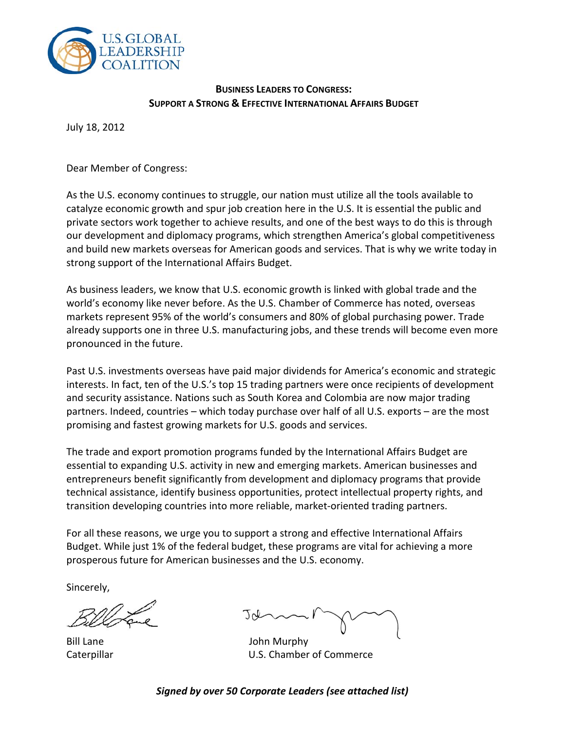U.S. GLOBAL LEADERSHIP COALITION

## Business Leaders to Congress: Support a Strong & Effective International Affairs Budget

July 18, 2012

Dear Member of Congress:

As the U.S. economy continues to struggle, our nation must utilize all the tools available to catalyze economic growth and spur job creation here in the U.S. It is essential the public and private sectors work together to achieve results, and one of the best ways to do this is through our development and diplomacy programs, which strengthen America's global competitiveness and build new markets overseas for American goods and services. That is why we write today in strong support of the International Affairs Budget.

As business leaders, we know that U.S. economic growth is linked with global trade and the world's economy like never before. As the U.S. Chamber of Commerce has noted, overseas markets represent 95% of the world's consumers and 80% of global purchasing power. Trade already supports one in three U.S. manufacturing jobs, and these trends will become even more pronounced in the future.

Past U.S. investments overseas have paid major dividends for America's economic and strategic interests. In fact, ten of the U.S.'s top 15 trading partners were once recipients of development and security assistance. Nations such as South Korea and Colombia are now major trading partners. Indeed, countries – which today purchase over half of all U.S. exports – are the most promising and fastest growing markets for U.S. goods and services.

The trade and export promotion programs funded by the International Affairs Budget are essential to expanding U.S. activity in new and emerging markets. American businesses and entrepreneurs benefit significantly from development and diplomacy programs that provide technical assistance, identify business opportunities, protect intellectual property rights, and transition developing countries into more reliable, market-oriented trading partners.

For all these reasons, we urge you to support a strong and effective International Affairs Budget. While just 1% of the federal budget, these programs are vital for achieving a more prosperous future for American businesses and the U.S. economy.

Sincerely,

Bill Lane
Caterpillar

John Murphy
U.S. Chamber of Commerce

***Signed by over 50 Corporate Leaders (see attached list)***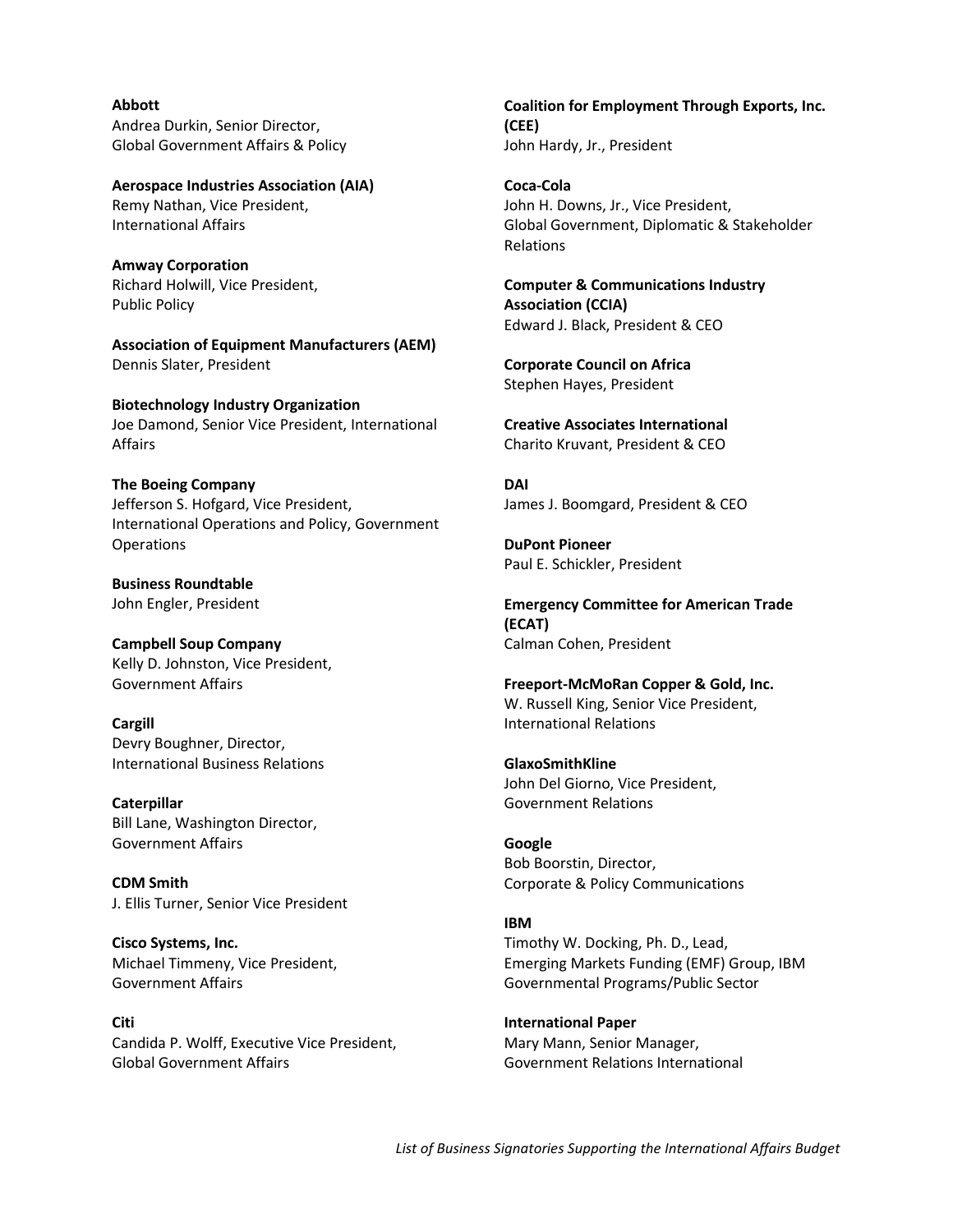**Abbott**
Andrea Durkin, Senior Director,
Global Government Affairs & Policy

**Aerospace Industries Association (AIA)**
Remy Nathan, Vice President,
International Affairs

**Amway Corporation**
Richard Holwill, Vice President,
Public Policy

**Association of Equipment Manufacturers (AEM)**
Dennis Slater, President

**Biotechnology Industry Organization**
Joe Damond, Senior Vice President, International Affairs

**The Boeing Company**
Jefferson S. Hofgard, Vice President,
International Operations and Policy, Government Operations

**Business Roundtable**
John Engler, President

**Campbell Soup Company**
Kelly D. Johnston, Vice President,
Government Affairs

**Cargill**
Devry Boughner, Director,
International Business Relations

**Caterpillar**
Bill Lane, Washington Director,
Government Affairs

**CDM Smith**
J. Ellis Turner, Senior Vice President

**Cisco Systems, Inc.**
Michael Timmeny, Vice President,
Government Affairs

**Citi**
Candida P. Wolff, Executive Vice President,
Global Government Affairs

**Coalition for Employment Through Exports, Inc. (CEE)**
John Hardy, Jr., President

**Coca-Cola**
John H. Downs, Jr., Vice President,
Global Government, Diplomatic & Stakeholder Relations

**Computer & Communications Industry Association (CCIA)**
Edward J. Black, President & CEO

**Corporate Council on Africa**
Stephen Hayes, President

**Creative Associates International**
Charito Kruvant, President & CEO

**DAI**
James J. Boomgard, President & CEO

**DuPont Pioneer**
Paul E. Schickler, President

**Emergency Committee for American Trade (ECAT)**
Calman Cohen, President

**Freeport-McMoRan Copper & Gold, Inc.**
W. Russell King, Senior Vice President,
International Relations

**GlaxoSmithKline**
John Del Giorno, Vice President,
Government Relations

**Google**
Bob Boorstin, Director,
Corporate & Policy Communications

**IBM**
Timothy W. Docking, Ph. D., Lead,
Emerging Markets Funding (EMF) Group, IBM Governmental Programs/Public Sector

**International Paper**
Mary Mann, Senior Manager,
Government Relations International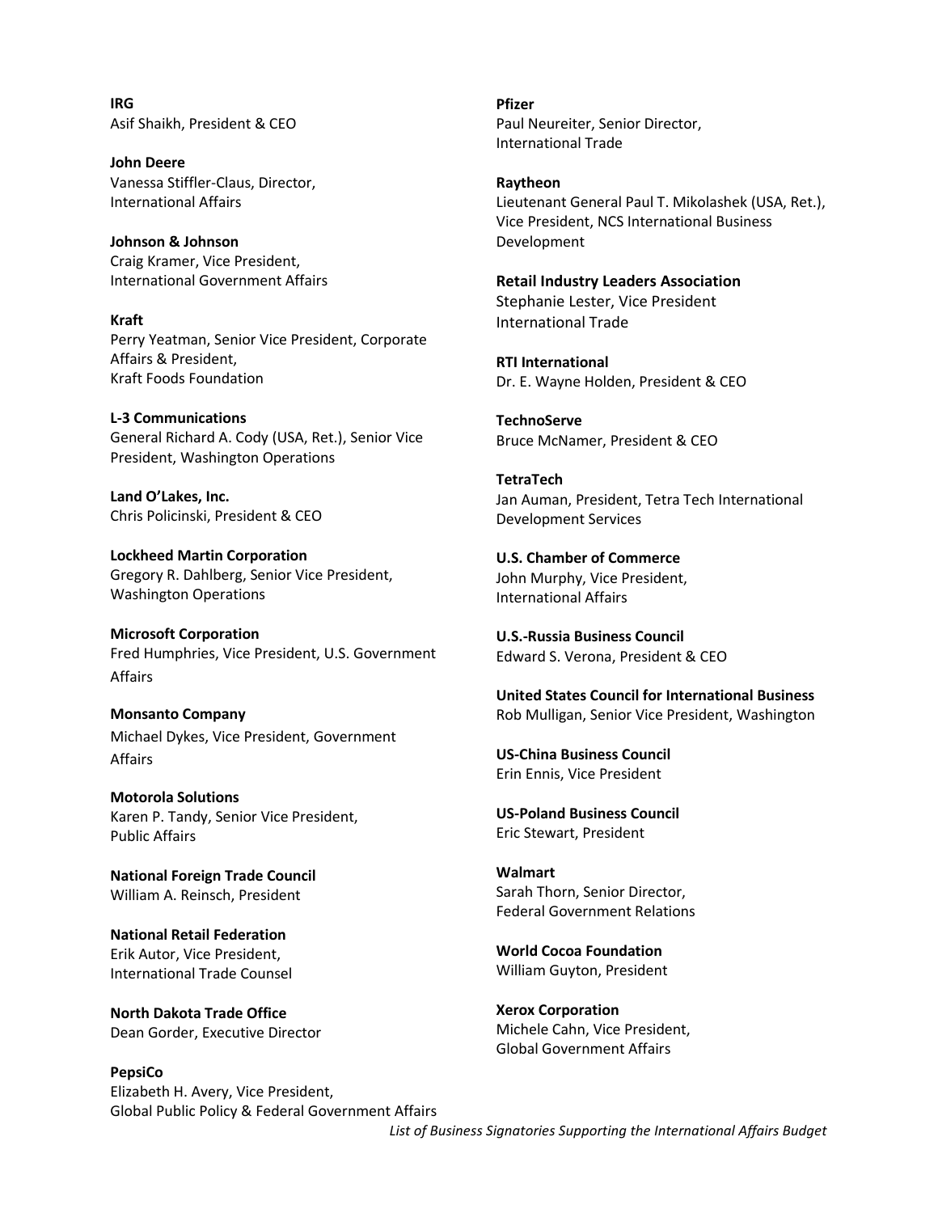**IRG**
Asif Shaikh, President & CEO

**John Deere**
Vanessa Stiffler-Claus, Director, International Affairs

**Johnson & Johnson**
Craig Kramer, Vice President, International Government Affairs

**Kraft**
Perry Yeatman, Senior Vice President, Corporate Affairs & President, Kraft Foods Foundation

**L-3 Communications**
General Richard A. Cody (USA, Ret.), Senior Vice President, Washington Operations

**Land O'Lakes, Inc.**
Chris Policinski, President & CEO

**Lockheed Martin Corporation**
Gregory R. Dahlberg, Senior Vice President, Washington Operations

**Microsoft Corporation**
Fred Humphries, Vice President, U.S. Government Affairs

**Monsanto Company**
Michael Dykes, Vice President, Government Affairs

**Motorola Solutions**
Karen P. Tandy, Senior Vice President, Public Affairs

**National Foreign Trade Council**
William A. Reinsch, President

**National Retail Federation**
Erik Autor, Vice President, International Trade Counsel

**North Dakota Trade Office**
Dean Gorder, Executive Director

**PepsiCo**
Elizabeth H. Avery, Vice President, Global Public Policy & Federal Government Affairs

**Pfizer**
Paul Neureiter, Senior Director, International Trade

**Raytheon**
Lieutenant General Paul T. Mikolashek (USA, Ret.), Vice President, NCS International Business Development

**Retail Industry Leaders Association**
Stephanie Lester, Vice President International Trade

**RTI International**
Dr. E. Wayne Holden, President & CEO

**TechnoServe**
Bruce McNamer, President & CEO

**TetraTech**
Jan Auman, President, Tetra Tech International Development Services

**U.S. Chamber of Commerce**
John Murphy, Vice President, International Affairs

**U.S.-Russia Business Council**
Edward S. Verona, President & CEO

**United States Council for International Business**
Rob Mulligan, Senior Vice President, Washington

**US-China Business Council**
Erin Ennis, Vice President

**US-Poland Business Council**
Eric Stewart, President

**Walmart**
Sarah Thorn, Senior Director, Federal Government Relations

**World Cocoa Foundation**
William Guyton, President

**Xerox Corporation**
Michele Cahn, Vice President, Global Government Affairs